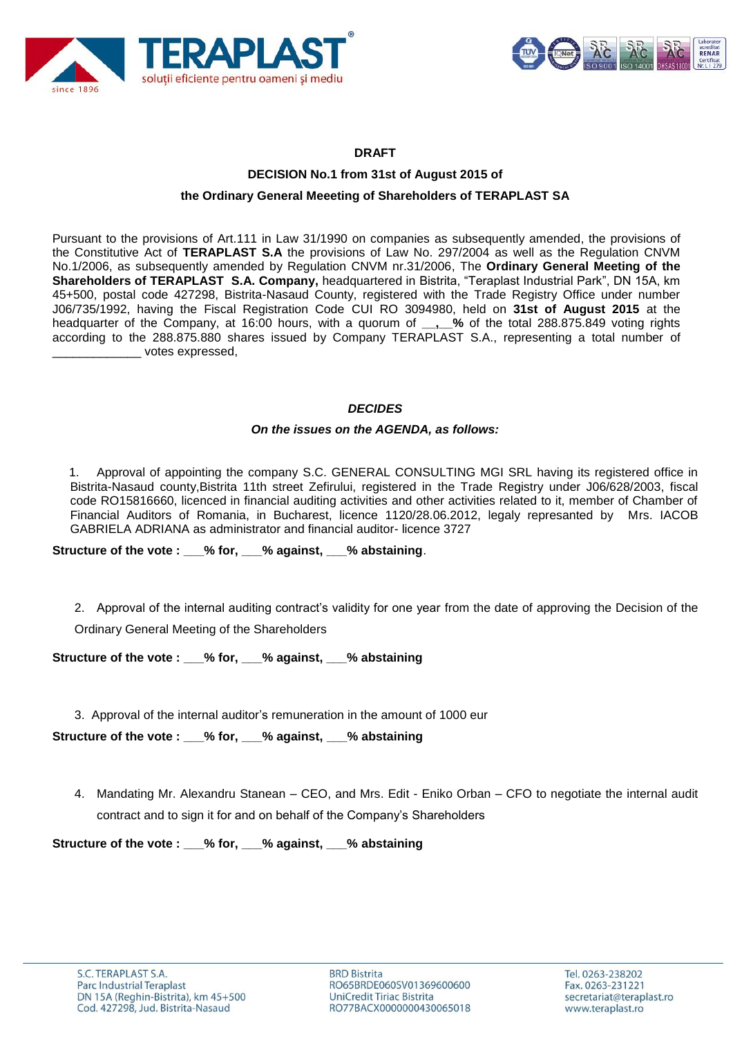**DRAFT**

**DECISION No.1 from 31st of August 2015 of**

**the Ordinary General Meeeting of Shareholders of TERAPLAST SA**

Pursuant to the provisions of Art.111 in Law 31/1990 on companies as subsequently amended, the provisions of the Constitutive Act of **TERAPLAST S.A** the provisions of Law No. 297/2004 as well as the Regulation CNVM No.1/2006, as subsequently amended by Regulation CNVM nr.31/2006, The **Ordinary General Meeting of the Shareholders of TERAPLAST S.A. Company,** headquartered in Bistrita, "Teraplast Industrial Park", DN 15A, km 45+500, postal code 427298, Bistrita-Nasaud County, registered with the Trade Registry Office under number J06/735/1992, having the Fiscal Registration Code CUI RO 3094980, held on **31st of August 2015** at the headquarter of the Company, at 16:00 hours, with a quorum of **__,__%** of the total 288.875.849 voting rights according to the 288.875.880 shares issued by Company TERAPLAST S.A., representing a total number of _____________ votes expressed,

***DECIDES***

***On the issues on the AGENDA, as follows:***

1. Approval of appointing the company S.C. GENERAL CONSULTING MGI SRL having its registered office in Bistrita-Nasaud county,Bistrita 11th street Zefirului, registered in the Trade Registry under J06/628/2003, fiscal code RO15816660, licenced in financial auditing activities and other activities related to it, member of Chamber of Financial Auditors of Romania, in Bucharest, licence 1120/28.06.2012, legaly represanted by Mrs. IACOB GABRIELA ADRIANA as administrator and financial auditor- licence 3727

**Structure of the vote : ___% for, ___% against, ___% abstaining**.

2. Approval of the internal auditing contract's validity for one year from the date of approving the Decision of the Ordinary General Meeting of the Shareholders

**Structure of the vote : ___% for, ___% against, ___% abstaining**

3. Approval of the internal auditor's remuneration in the amount of 1000 eur

**Structure of the vote : ___% for, ___% against, ___% abstaining**

4. Mandating Mr. Alexandru Stanean – CEO, and Mrs. Edit - Eniko Orban – CFO to negotiate the internal audit contract and to sign it for and on behalf of the Company's Shareholders

**Structure of the vote : ___% for, ___% against, ___% abstaining**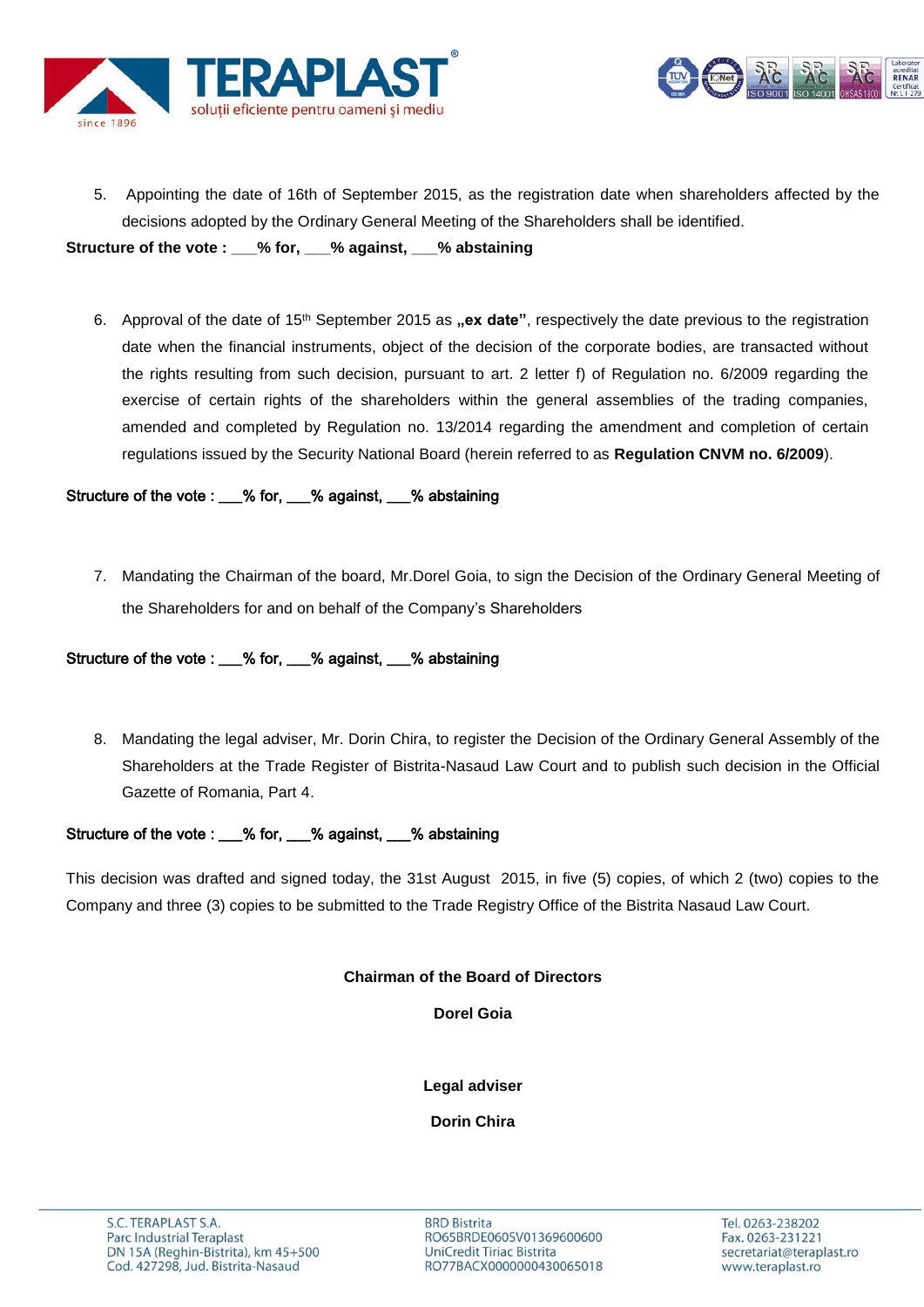5. Appointing the date of 16th of September 2015, as the registration date when shareholders affected by the decisions adopted by the Ordinary General Meeting of the Shareholders shall be identified.

**Structure of the vote : \_\_\_% for, \_\_\_% against, \_\_\_% abstaining**

6. Approval of the date of 15th September 2015 as **„ex date"**, respectively the date previous to the registration date when the financial instruments, object of the decision of the corporate bodies, are transacted without the rights resulting from such decision, pursuant to art. 2 letter f) of Regulation no. 6/2009 regarding the exercise of certain rights of the shareholders within the general assemblies of the trading companies, amended and completed by Regulation no. 13/2014 regarding the amendment and completion of certain regulations issued by the Security National Board (herein referred to as **Regulation CNVM no. 6/2009**).

**Structure of the vote : \_\_\_% for, \_\_\_% against, \_\_\_% abstaining**

7. Mandating the Chairman of the board, Mr.Dorel Goia, to sign the Decision of the Ordinary General Meeting of the Shareholders for and on behalf of the Company's Shareholders

**Structure of the vote : \_\_\_% for, \_\_\_% against, \_\_\_% abstaining**

8. Mandating the legal adviser, Mr. Dorin Chira, to register the Decision of the Ordinary General Assembly of the Shareholders at the Trade Register of Bistrita-Nasaud Law Court and to publish such decision in the Official Gazette of Romania, Part 4.

**Structure of the vote : \_\_\_% for, \_\_\_% against, \_\_\_% abstaining**

This decision was drafted and signed today, the 31st August 2015, in five (5) copies, of which 2 (two) copies to the Company and three (3) copies to be submitted to the Trade Registry Office of the Bistrita Nasaud Law Court.

**Chairman of the Board of Directors**

**Dorel Goia**

**Legal adviser**

**Dorin Chira**